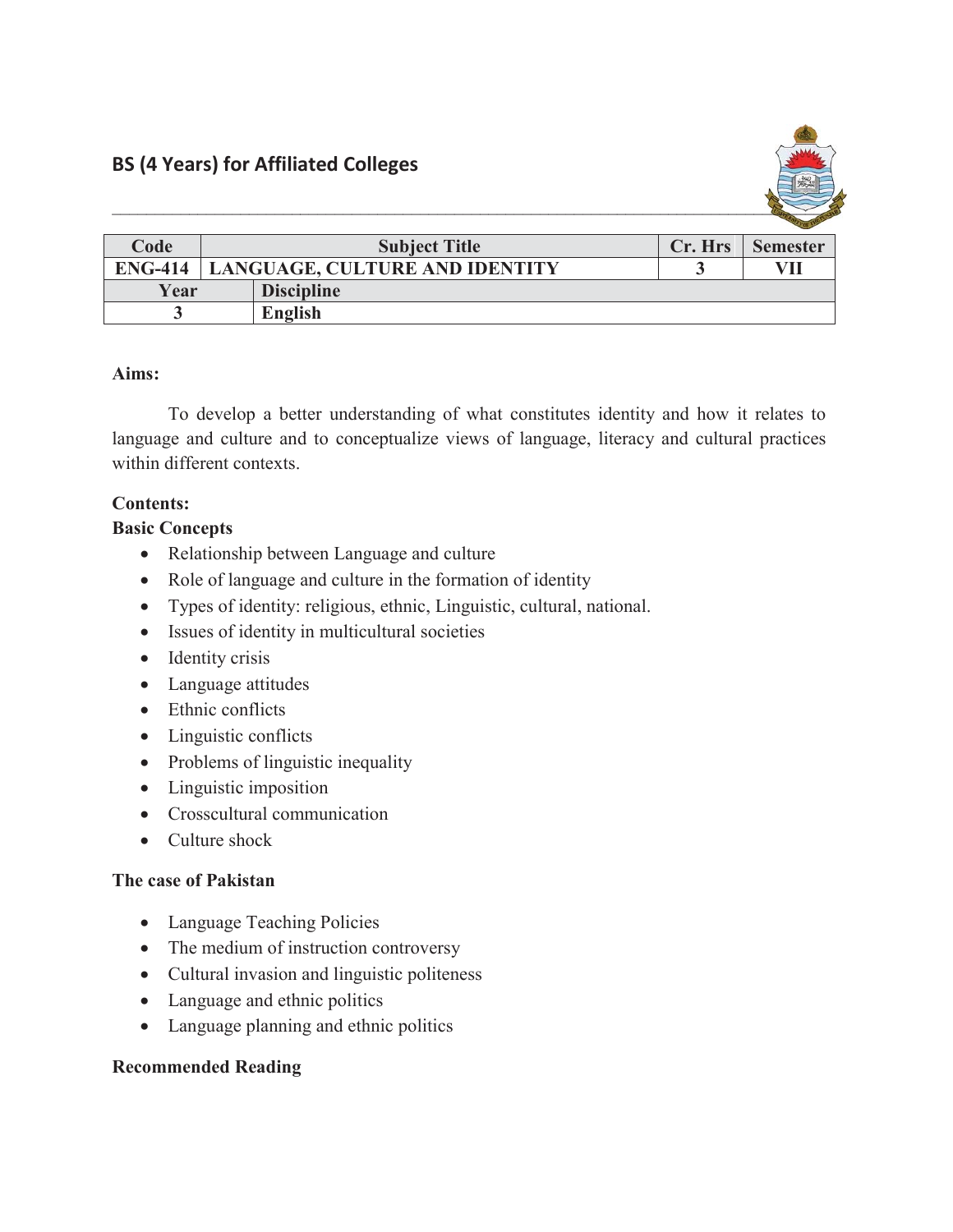## BS (4 Years) for Affiliated Colleges

| Code | Subject Title | Cr. Hrs | Semester |
|---|---|---|---|
| ENG-414 | LANGUAGE, CULTURE AND IDENTITY | 3 | VII |
| Year | Discipline | | |
| 3 | English | | |

**Aims:**

To develop a better understanding of what constitutes identity and how it relates to language and culture and to conceptualize views of language, literacy and cultural practices within different contexts.

**Contents:**

**Basic Concepts**

- Relationship between Language and culture
- Role of language and culture in the formation of identity
- Types of identity: religious, ethnic, Linguistic, cultural, national.
- Issues of identity in multicultural societies
- Identity crisis
- Language attitudes
- Ethnic conflicts
- Linguistic conflicts
- Problems of linguistic inequality
- Linguistic imposition
- Crosscultural communication
- Culture shock

**The case of Pakistan**

- Language Teaching Policies
- The medium of instruction controversy
- Cultural invasion and linguistic politeness
- Language and ethnic politics
- Language planning and ethnic politics

**Recommended Reading**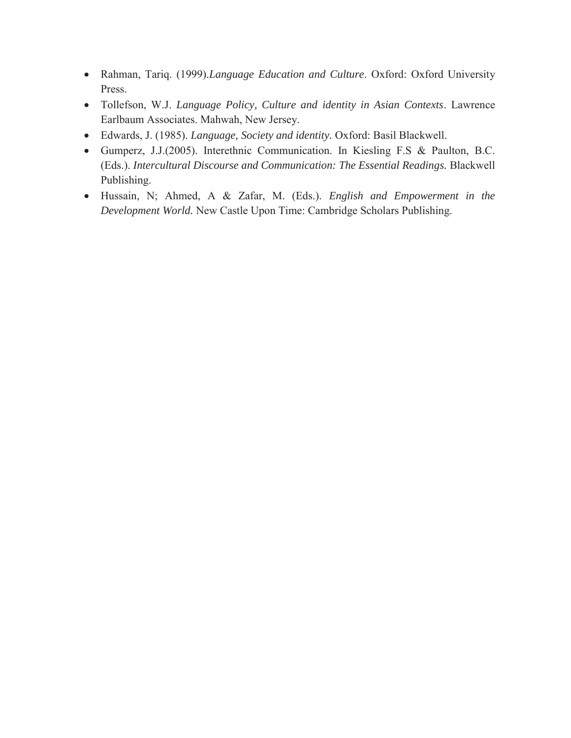- Rahman, Tariq. (1999).*Language Education and Culture*. Oxford: Oxford University Press.
- Tollefson, W.J. *Language Policy, Culture and identity in Asian Contexts*. Lawrence Earlbaum Associates. Mahwah, New Jersey.
- Edwards, J. (1985). *Language, Society and identity.* Oxford: Basil Blackwell.
- Gumperz, J.J.(2005). Interethnic Communication. In Kiesling F.S & Paulton, B.C. (Eds.). *Intercultural Discourse and Communication: The Essential Readings.* Blackwell Publishing.
- Hussain, N; Ahmed, A & Zafar, M. (Eds.). *English and Empowerment in the Development World.* New Castle Upon Time: Cambridge Scholars Publishing.